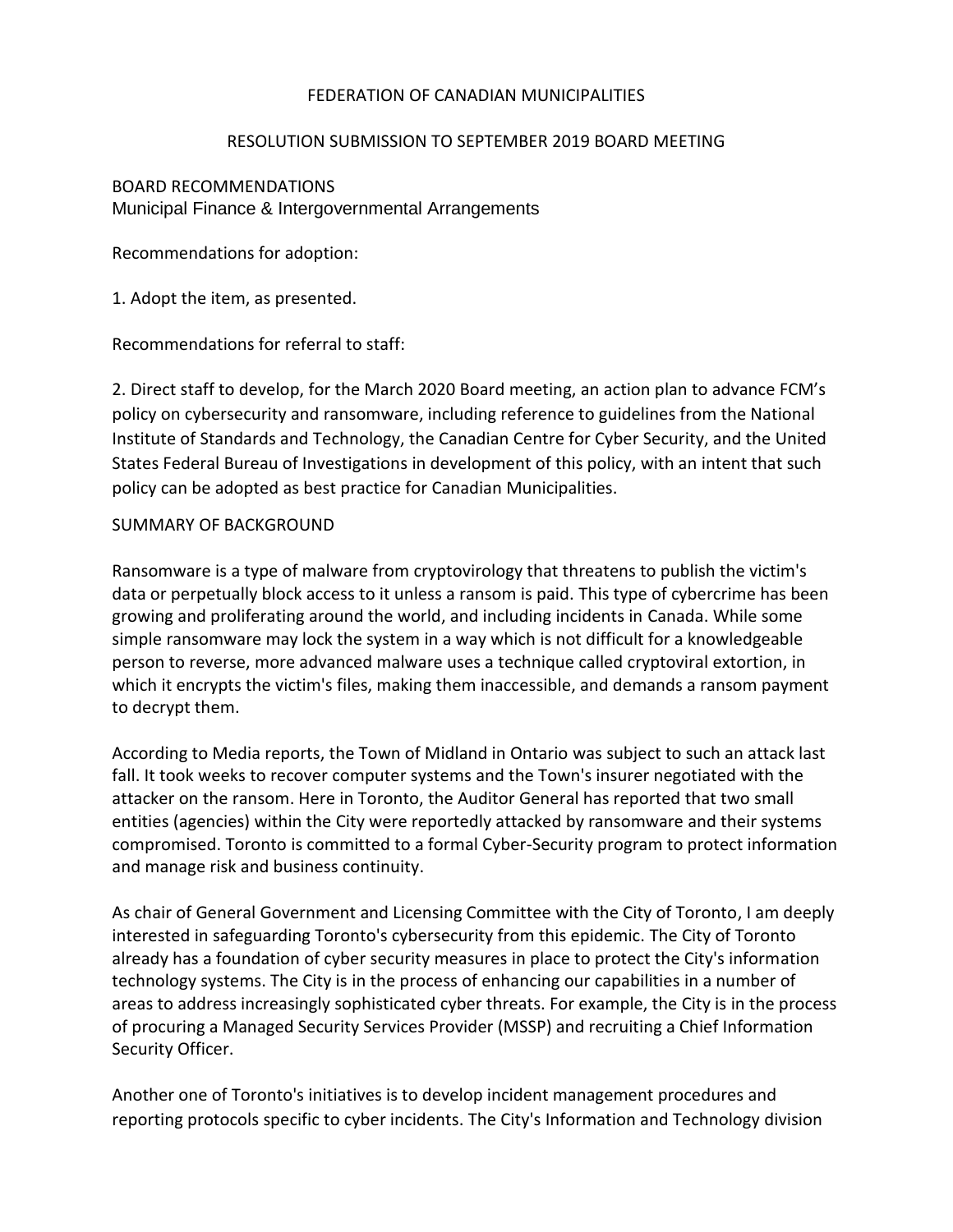FEDERATION OF CANADIAN MUNICIPALITIES

RESOLUTION SUBMISSION TO SEPTEMBER 2019 BOARD MEETING

BOARD RECOMMENDATIONS
Municipal Finance & Intergovernmental Arrangements

Recommendations for adoption:

1. Adopt the item, as presented.

Recommendations for referral to staff:

2. Direct staff to develop, for the March 2020 Board meeting, an action plan to advance FCM's policy on cybersecurity and ransomware, including reference to guidelines from the National Institute of Standards and Technology, the Canadian Centre for Cyber Security, and the United States Federal Bureau of Investigations in development of this policy, with an intent that such policy can be adopted as best practice for Canadian Municipalities.

SUMMARY OF BACKGROUND

Ransomware is a type of malware from cryptovirology that threatens to publish the victim's data or perpetually block access to it unless a ransom is paid. This type of cybercrime has been growing and proliferating around the world, and including incidents in Canada. While some simple ransomware may lock the system in a way which is not difficult for a knowledgeable person to reverse, more advanced malware uses a technique called cryptoviral extortion, in which it encrypts the victim's files, making them inaccessible, and demands a ransom payment to decrypt them.

According to Media reports, the Town of Midland in Ontario was subject to such an attack last fall. It took weeks to recover computer systems and the Town's insurer negotiated with the attacker on the ransom. Here in Toronto, the Auditor General has reported that two small entities (agencies) within the City were reportedly attacked by ransomware and their systems compromised. Toronto is committed to a formal Cyber-Security program to protect information and manage risk and business continuity.

As chair of General Government and Licensing Committee with the City of Toronto, I am deeply interested in safeguarding Toronto's cybersecurity from this epidemic. The City of Toronto already has a foundation of cyber security measures in place to protect the City's information technology systems. The City is in the process of enhancing our capabilities in a number of areas to address increasingly sophisticated cyber threats. For example, the City is in the process of procuring a Managed Security Services Provider (MSSP) and recruiting a Chief Information Security Officer.

Another one of Toronto's initiatives is to develop incident management procedures and reporting protocols specific to cyber incidents. The City's Information and Technology division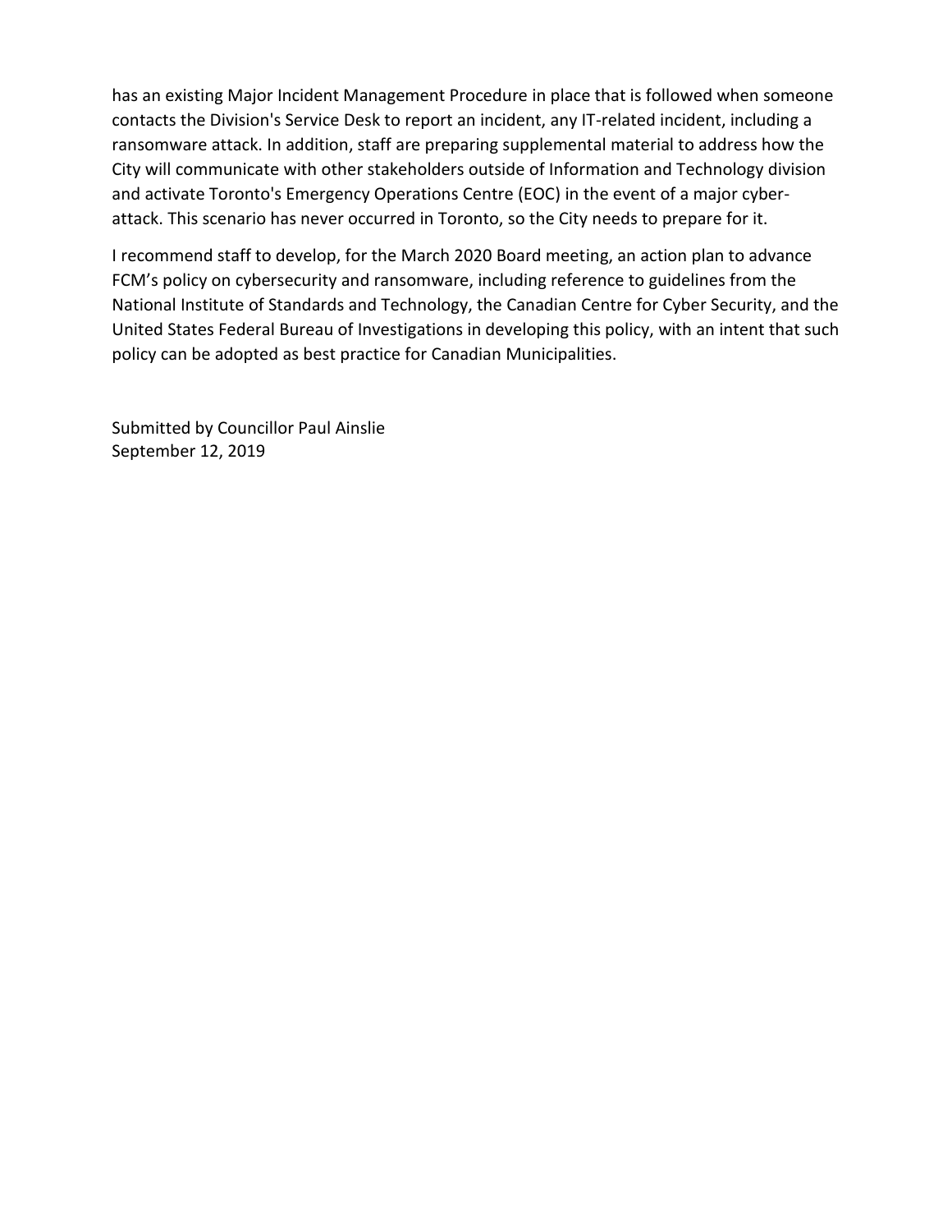has an existing Major Incident Management Procedure in place that is followed when someone contacts the Division's Service Desk to report an incident, any IT-related incident, including a ransomware attack. In addition, staff are preparing supplemental material to address how the City will communicate with other stakeholders outside of Information and Technology division and activate Toronto's Emergency Operations Centre (EOC) in the event of a major cyber-attack. This scenario has never occurred in Toronto, so the City needs to prepare for it.

I recommend staff to develop, for the March 2020 Board meeting, an action plan to advance FCM's policy on cybersecurity and ransomware, including reference to guidelines from the National Institute of Standards and Technology, the Canadian Centre for Cyber Security, and the United States Federal Bureau of Investigations in developing this policy, with an intent that such policy can be adopted as best practice for Canadian Municipalities.

Submitted by Councillor Paul Ainslie
September 12, 2019